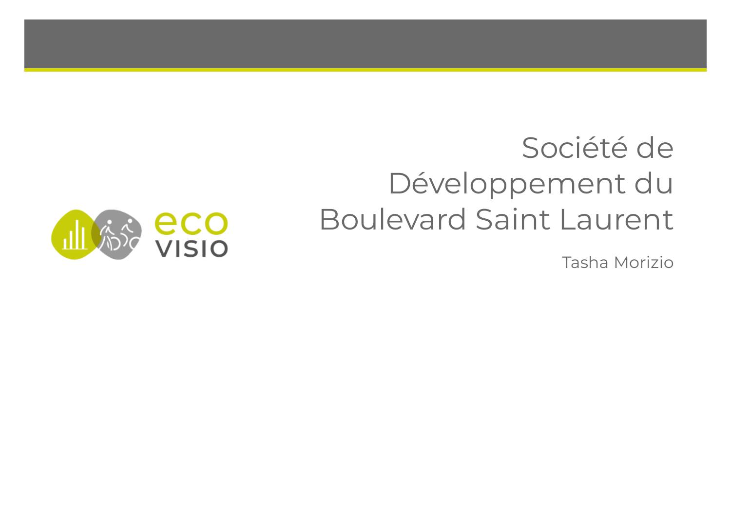eco VISIO

# Société de Développement du Boulevard Saint Laurent

Tasha Morizio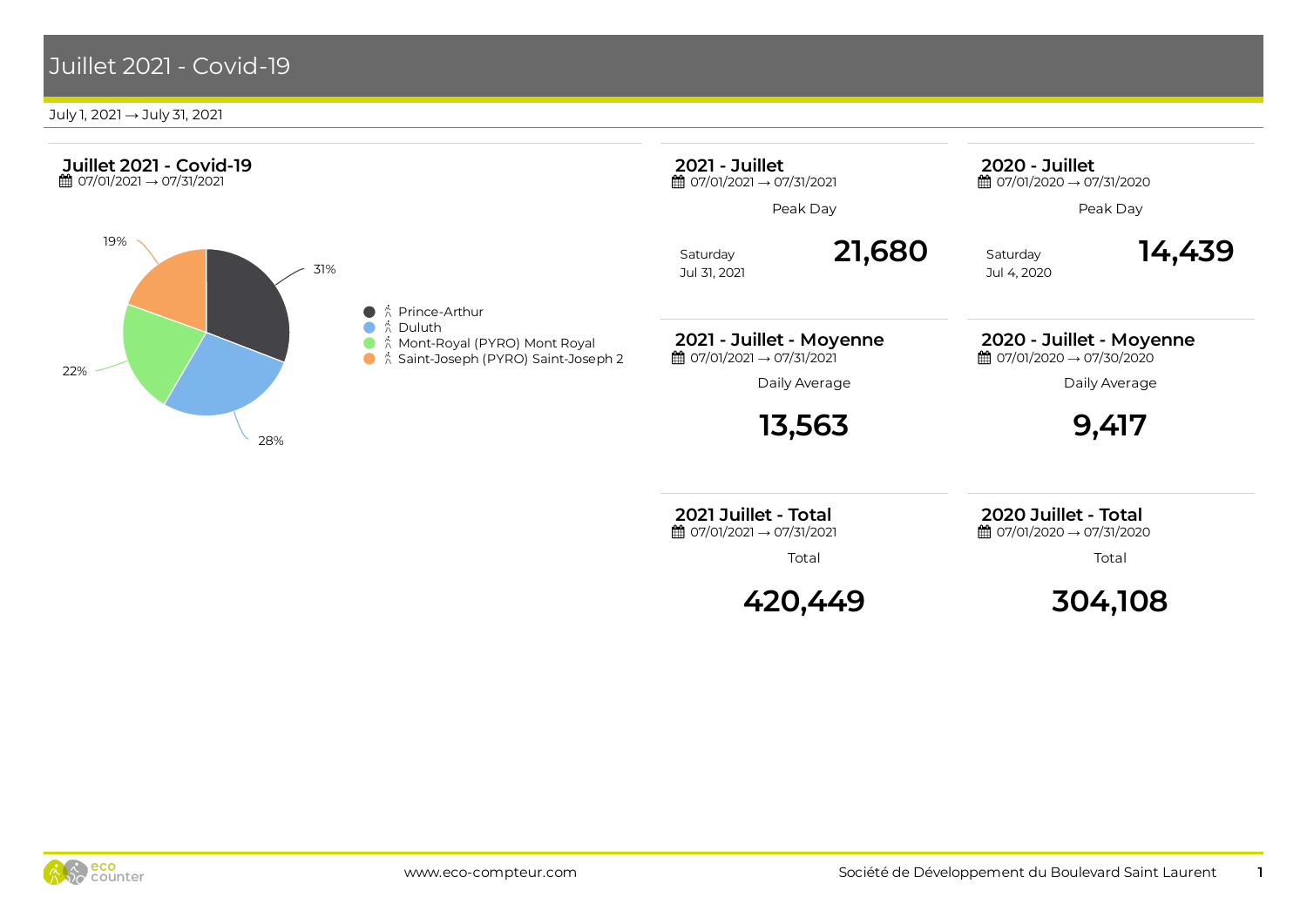# Juillet 2021 - Covid-19

July 1, 2021 → July 31, 2021

## Juillet 2021 - Covid-19

07/01/2021 → 07/31/2021

| Location | Share |
|---|---|
| Prince-Arthur | 31% |
| Duluth | 28% |
| Mont-Royal (PYRO) Mont Royal | 22% |
| Saint-Joseph (PYRO) Saint-Joseph 2 | 19% |

## 2021 - Juillet

07/01/2021 → 07/31/2021

Peak Day

Saturday Jul 31, 2021 — **21,680**

## 2020 - Juillet

07/01/2020 → 07/31/2020

Peak Day

Saturday Jul 4, 2020 — **14,439**

## 2021 - Juillet - Moyenne

07/01/2021 → 07/31/2021

Daily Average

**13,563**

## 2020 - Juillet - Moyenne

07/01/2020 → 07/30/2020

Daily Average

**9,417**

## 2021 Juillet - Total

07/01/2021 → 07/31/2021

Total

**420,449**

## 2020 Juillet - Total

07/01/2020 → 07/31/2020

Total

**304,108**

www.eco-compteur.com

Société de Développement du Boulevard Saint Laurent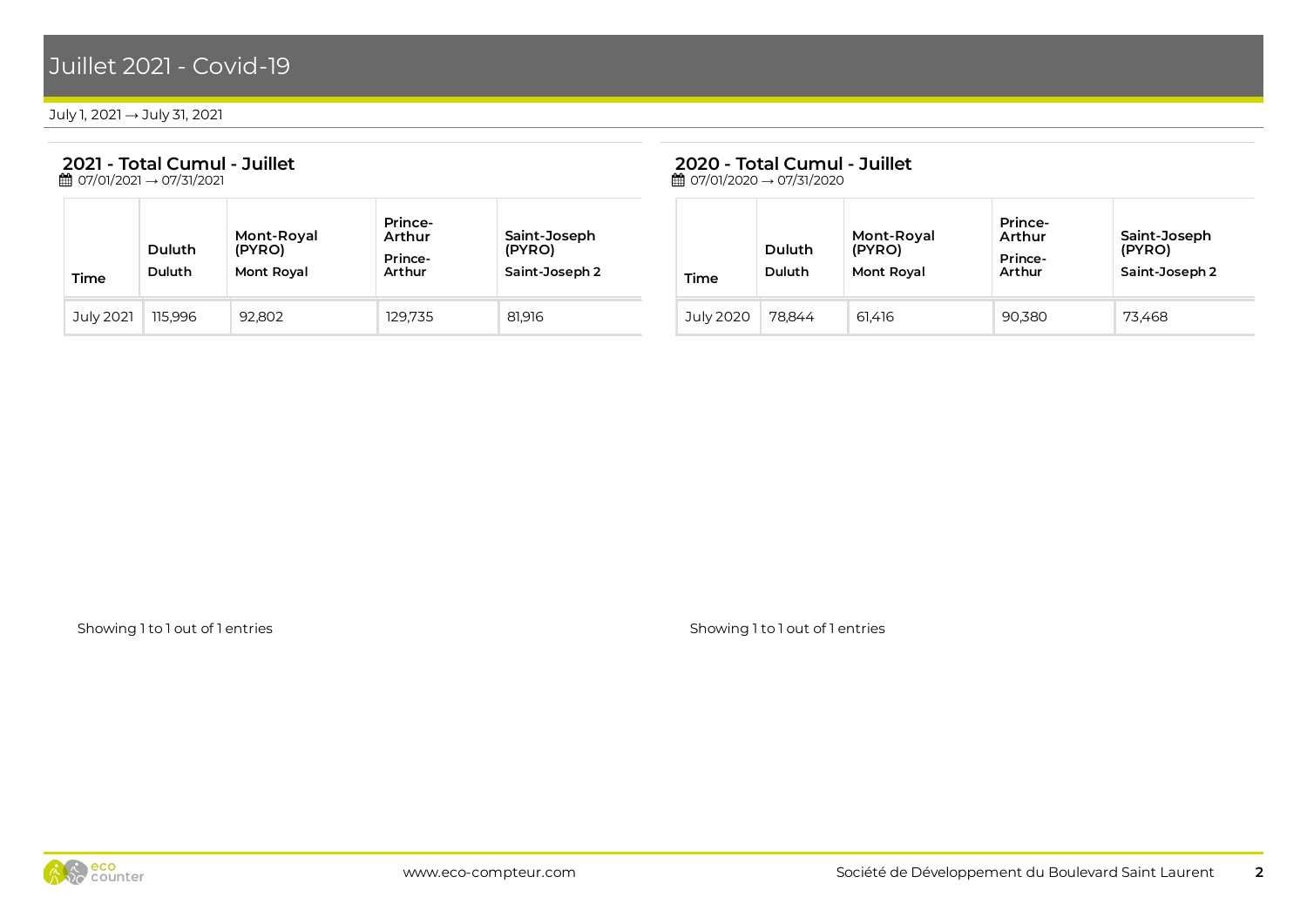# Juillet 2021 - Covid-19

July 1, 2021 → July 31, 2021

## 2021 - Total Cumul - Juillet

07/01/2021 → 07/31/2021

| Time | Duluth<br>Duluth | Mont-Royal (PYRO)<br>Mont Royal | Prince-Arthur<br>Prince-Arthur | Saint-Joseph (PYRO)<br>Saint-Joseph 2 |
|---|---|---|---|---|
| July 2021 | 115,996 | 92,802 | 129,735 | 81,916 |

Showing 1 to 1 out of 1 entries

## 2020 - Total Cumul - Juillet

07/01/2020 → 07/31/2020

| Time | Duluth<br>Duluth | Mont-Royal (PYRO)<br>Mont Royal | Prince-Arthur<br>Prince-Arthur | Saint-Joseph (PYRO)<br>Saint-Joseph 2 |
|---|---|---|---|---|
| July 2020 | 78,844 | 61,416 | 90,380 | 73,468 |

Showing 1 to 1 out of 1 entries

www.eco-compteur.com

Société de Développement du Boulevard Saint Laurent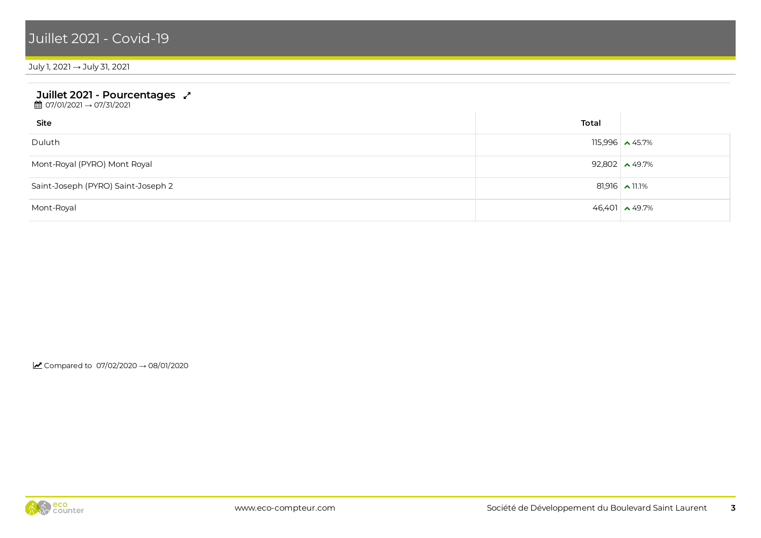# Juillet 2021 - Covid-19

July 1, 2021 → July 31, 2021

## Juillet 2021 - Pourcentages

07/01/2021 → 07/31/2021

| Site | Total | |
|---|---|---|
| Duluth | 115,996 | ▲ 45.7% |
| Mont-Royal (PYRO) Mont Royal | 92,802 | ▲ 49.7% |
| Saint-Joseph (PYRO) Saint-Joseph 2 | 81,916 | ▲ 11.1% |
| Mont-Royal | 46,401 | ▲ 49.7% |

Compared to 07/02/2020 → 08/01/2020

www.eco-compteur.com

Société de Développement du Boulevard Saint Laurent